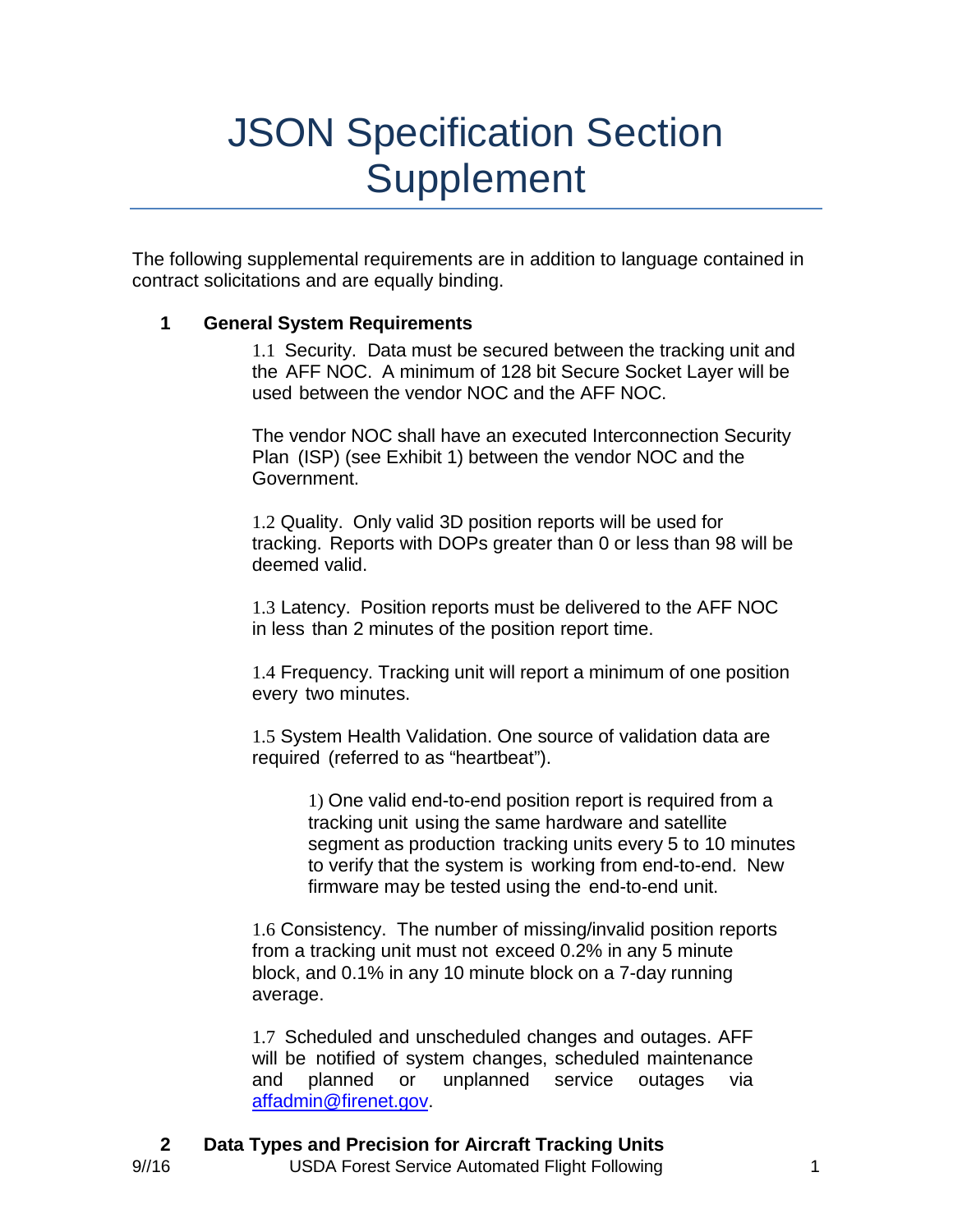# JSON Specification Section Supplement

The following supplemental requirements are in addition to language contained in contract solicitations and are equally binding.

## 1 General System Requirements

1.1 Security. Data must be secured between the tracking unit and the AFF NOC. A minimum of 128 bit Secure Socket Layer will be used between the vendor NOC and the AFF NOC.

The vendor NOC shall have an executed Interconnection Security Plan (ISP) (see Exhibit 1) between the vendor NOC and the Government.

1.2 Quality. Only valid 3D position reports will be used for tracking. Reports with DOPs greater than 0 or less than 98 will be deemed valid.

1.3 Latency. Position reports must be delivered to the AFF NOC in less than 2 minutes of the position report time.

1.4 Frequency. Tracking unit will report a minimum of one position every two minutes.

1.5 System Health Validation. One source of validation data are required (referred to as "heartbeat").

> 1) One valid end-to-end position report is required from a tracking unit using the same hardware and satellite segment as production tracking units every 5 to 10 minutes to verify that the system is working from end-to-end. New firmware may be tested using the end-to-end unit.

1.6 Consistency. The number of missing/invalid position reports from a tracking unit must not exceed 0.2% in any 5 minute block, and 0.1% in any 10 minute block on a 7-day running average.

1.7 Scheduled and unscheduled changes and outages. AFF will be notified of system changes, scheduled maintenance and planned or unplanned service outages via [affadmin@firenet.gov](mailto:affadmin@firenet.gov).

## 2 Data Types and Precision for Aircraft Tracking Units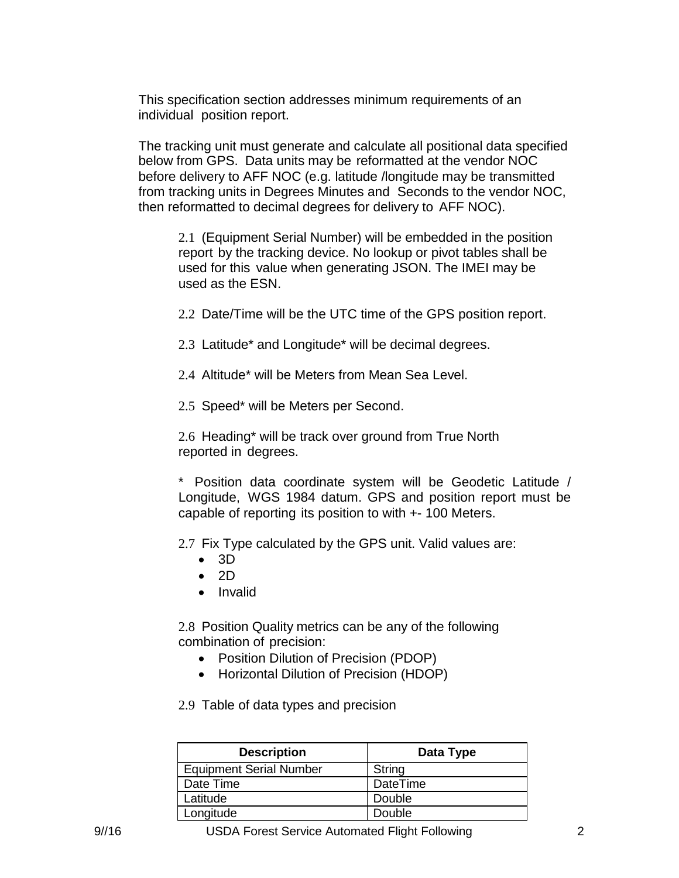This specification section addresses minimum requirements of an individual position report.

The tracking unit must generate and calculate all positional data specified below from GPS. Data units may be reformatted at the vendor NOC before delivery to AFF NOC (e.g. latitude /longitude may be transmitted from tracking units in Degrees Minutes and Seconds to the vendor NOC, then reformatted to decimal degrees for delivery to AFF NOC).

2.1 (Equipment Serial Number) will be embedded in the position report by the tracking device. No lookup or pivot tables shall be used for this value when generating JSON. The IMEI may be used as the ESN.

2.2 Date/Time will be the UTC time of the GPS position report.

2.3 Latitude* and Longitude* will be decimal degrees.

2.4 Altitude* will be Meters from Mean Sea Level.

2.5 Speed* will be Meters per Second.

2.6 Heading* will be track over ground from True North reported in degrees.

* Position data coordinate system will be Geodetic Latitude / Longitude, WGS 1984 datum. GPS and position report must be capable of reporting its position to with +- 100 Meters.

2.7 Fix Type calculated by the GPS unit. Valid values are:

- 3D
- 2D
- Invalid

2.8 Position Quality metrics can be any of the following combination of precision:

- Position Dilution of Precision (PDOP)
- Horizontal Dilution of Precision (HDOP)

2.9 Table of data types and precision

| Description | Data Type |
|---|---|
| Equipment Serial Number | String |
| Date Time | DateTime |
| Latitude | Double |
| Longitude | Double |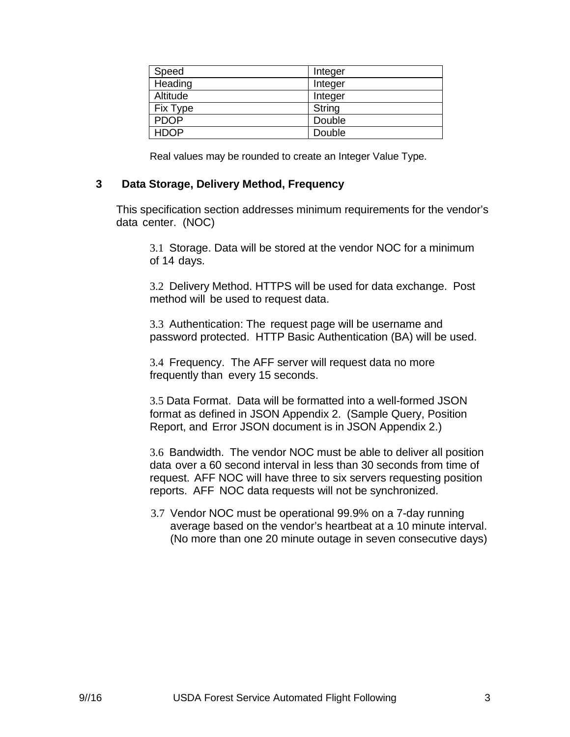| Speed | Integer |
|---|---|
| Heading | Integer |
| Altitude | Integer |
| Fix Type | String |
| PDOP | Double |
| HDOP | Double |

Real values may be rounded to create an Integer Value Type.

## 3 Data Storage, Delivery Method, Frequency

This specification section addresses minimum requirements for the vendor's data center. (NOC)

3.1 Storage. Data will be stored at the vendor NOC for a minimum of 14 days.

3.2 Delivery Method. HTTPS will be used for data exchange. Post method will be used to request data.

3.3 Authentication: The request page will be username and password protected. HTTP Basic Authentication (BA) will be used.

3.4 Frequency. The AFF server will request data no more frequently than every 15 seconds.

3.5 Data Format. Data will be formatted into a well-formed JSON format as defined in JSON Appendix 2. (Sample Query, Position Report, and Error JSON document is in JSON Appendix 2.)

3.6 Bandwidth. The vendor NOC must be able to deliver all position data over a 60 second interval in less than 30 seconds from time of request. AFF NOC will have three to six servers requesting position reports. AFF NOC data requests will not be synchronized.

3.7 Vendor NOC must be operational 99.9% on a 7-day running average based on the vendor's heartbeat at a 10 minute interval. (No more than one 20 minute outage in seven consecutive days)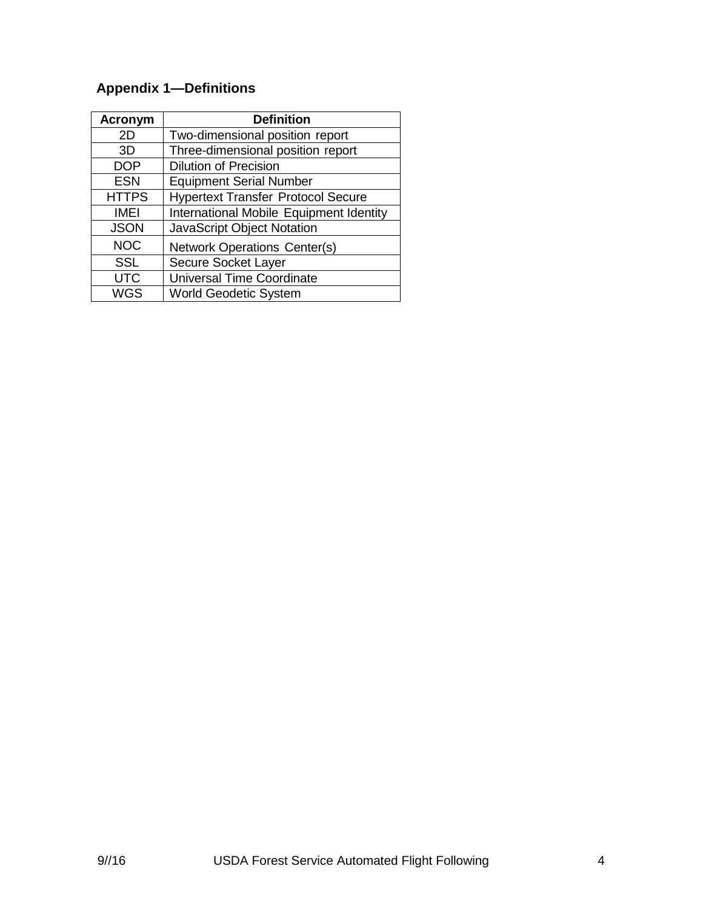## Appendix 1—Definitions

| Acronym | Definition |
| --- | --- |
| 2D | Two-dimensional position report |
| 3D | Three-dimensional position report |
| DOP | Dilution of Precision |
| ESN | Equipment Serial Number |
| HTTPS | Hypertext Transfer Protocol Secure |
| IMEI | International Mobile Equipment Identity |
| JSON | JavaScript Object Notation |
| NOC | Network Operations Center(s) |
| SSL | Secure Socket Layer |
| UTC | Universal Time Coordinate |
| WGS | World Geodetic System |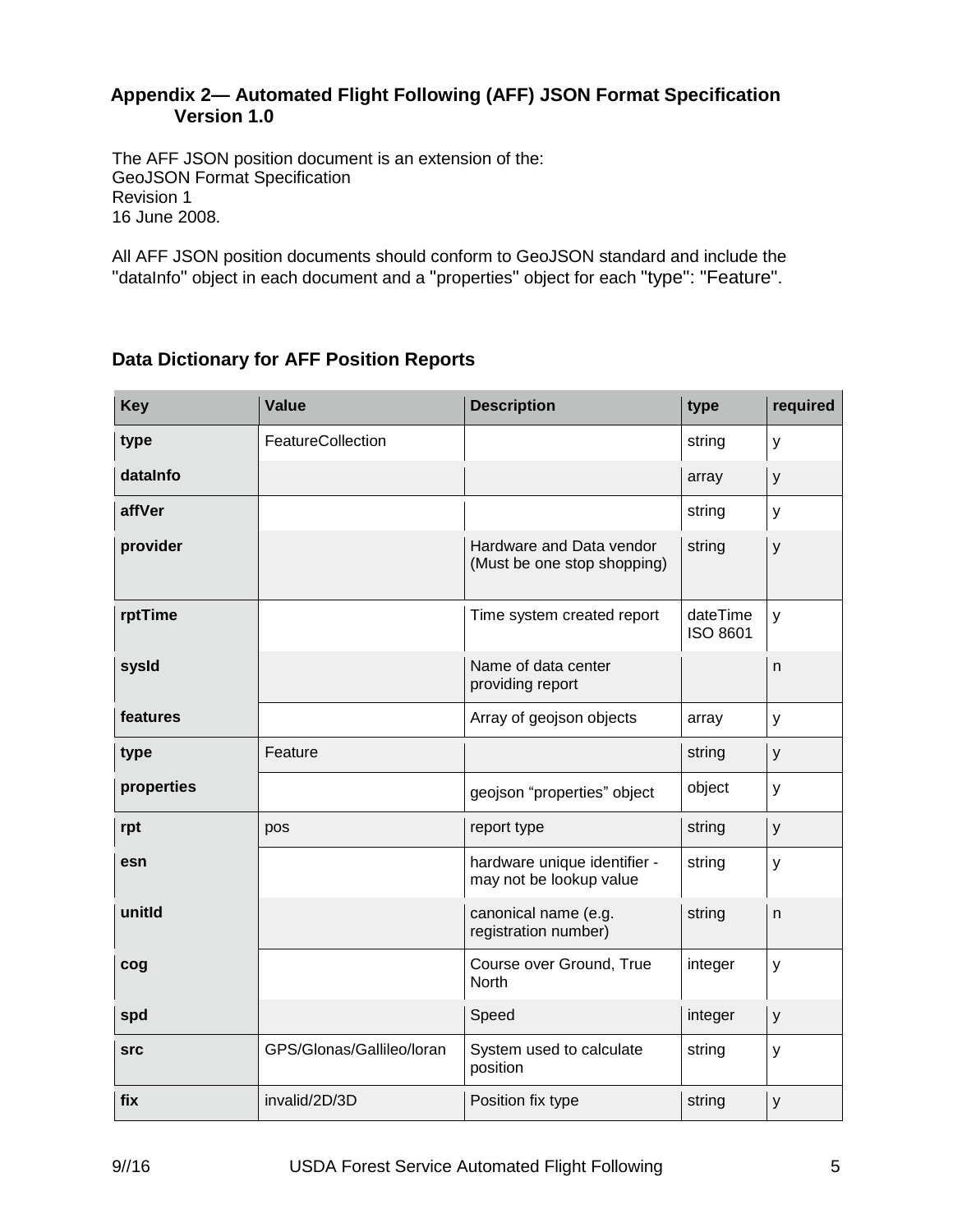## Appendix 2— Automated Flight Following (AFF) JSON Format Specification Version 1.0

The AFF JSON position document is an extension of the:
GeoJSON Format Specification
Revision 1
16 June 2008.

All AFF JSON position documents should conform to GeoJSON standard and include the "dataInfo" object in each document and a "properties" object for each "type": "Feature".

### Data Dictionary for AFF Position Reports

| Key | Value | Description | type | required |
|---|---|---|---|---|
| **type** | FeatureCollection | | string | y |
| **dataInfo** | | | array | y |
| **affVer** | | | string | y |
| **provider** | | Hardware and Data vendor (Must be one stop shopping) | string | y |
| **rptTime** | | Time system created report | dateTime ISO 8601 | y |
| **sysId** | | Name of data center providing report | | n |
| **features** | | Array of geojson objects | array | y |
| **type** | Feature | | string | y |
| **properties** | | geojson “properties” object | object | y |
| **rpt** | pos | report type | string | y |
| **esn** | | hardware unique identifier - may not be lookup value | string | y |
| **unitId** | | canonical name (e.g. registration number) | string | n |
| **cog** | | Course over Ground, True North | integer | y |
| **spd** | | Speed | integer | y |
| **src** | GPS/Glonas/Gallileo/loran | System used to calculate position | string | y |
| **fix** | invalid/2D/3D | Position fix type | string | y |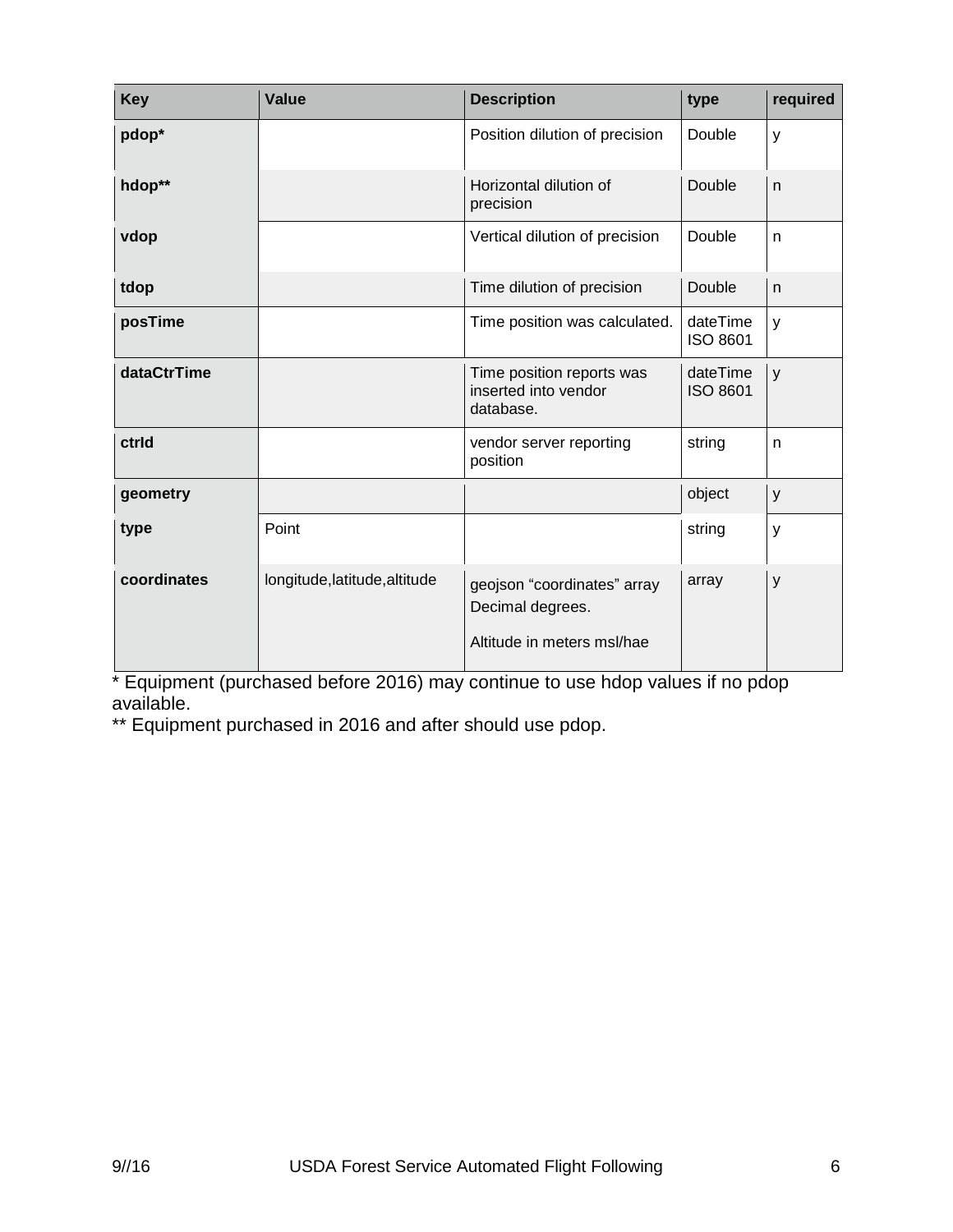| Key | Value | Description | type | required |
|---|---|---|---|---|
| **pdop*** | | Position dilution of precision | Double | y |
| **hdop**** | | Horizontal dilution of precision | Double | n |
| **vdop** | | Vertical dilution of precision | Double | n |
| **tdop** | | Time dilution of precision | Double | n |
| **posTime** | | Time position was calculated. | dateTime ISO 8601 | y |
| **dataCtrTime** | | Time position reports was inserted into vendor database. | dateTime ISO 8601 | y |
| **ctrId** | | vendor server reporting position | string | n |
| **geometry** | | | object | y |
| **type** | Point | | string | y |
| **coordinates** | longitude,latitude,altitude | geojson "coordinates" array Decimal degrees. Altitude in meters msl/hae | array | y |

* Equipment (purchased before 2016) may continue to use hdop values if no pdop available.

** Equipment purchased in 2016 and after should use pdop.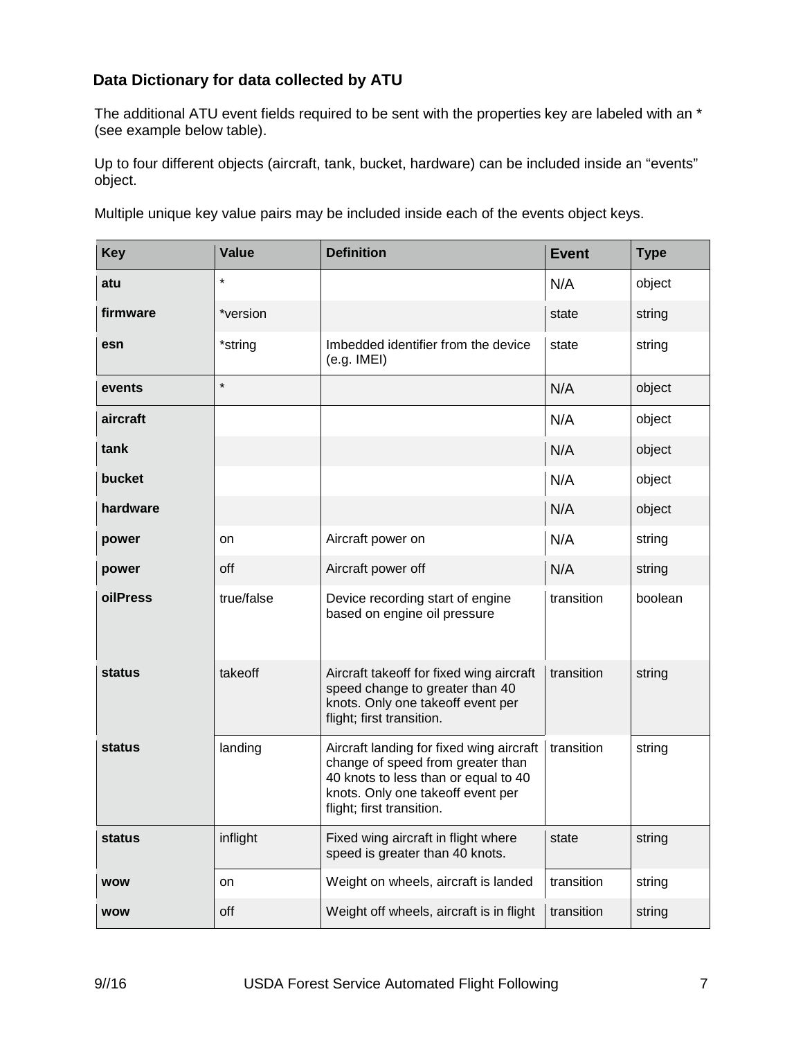## Data Dictionary for data collected by ATU

The additional ATU event fields required to be sent with the properties key are labeled with an * (see example below table).

Up to four different objects (aircraft, tank, bucket, hardware) can be included inside an "events" object.

Multiple unique key value pairs may be included inside each of the events object keys.

| Key | Value | Definition | Event | Type |
|---|---|---|---|---|
| **atu** | * | | N/A | object |
| **firmware** | *version | | state | string |
| **esn** | *string | Imbedded identifier from the device (e.g. IMEI) | state | string |
| **events** | * | | N/A | object |
| **aircraft** | | | N/A | object |
| **tank** | | | N/A | object |
| **bucket** | | | N/A | object |
| **hardware** | | | N/A | object |
| **power** | on | Aircraft power on | N/A | string |
| **power** | off | Aircraft power off | N/A | string |
| **oilPress** | true/false | Device recording start of engine based on engine oil pressure | transition | boolean |
| **status** | takeoff | Aircraft takeoff for fixed wing aircraft speed change to greater than 40 knots. Only one takeoff event per flight; first transition. | transition | string |
| **status** | landing | Aircraft landing for fixed wing aircraft change of speed from greater than 40 knots to less than or equal to 40 knots. Only one takeoff event per flight; first transition. | transition | string |
| **status** | inflight | Fixed wing aircraft in flight where speed is greater than 40 knots. | state | string |
| **wow** | on | Weight on wheels, aircraft is landed | transition | string |
| **wow** | off | Weight off wheels, aircraft is in flight | transition | string |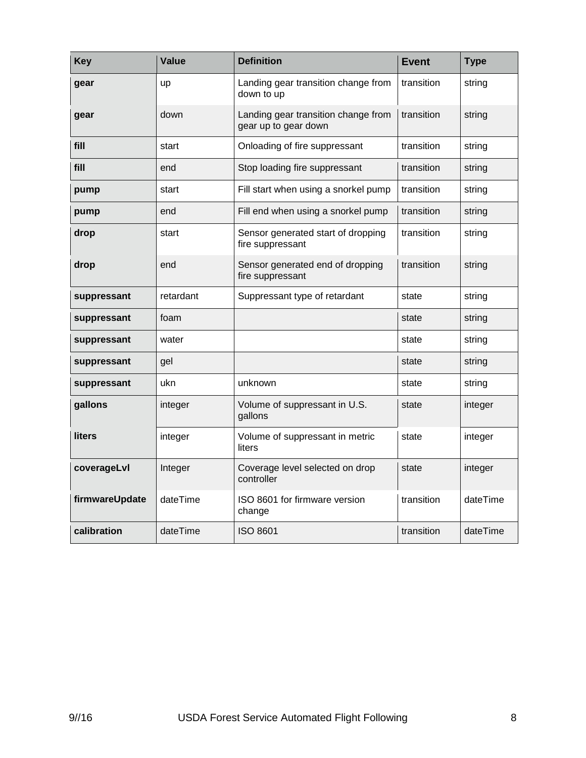| Key | Value | Definition | Event | Type |
|---|---|---|---|---|
| **gear** | up | Landing gear transition change from down to up | transition | string |
| **gear** | down | Landing gear transition change from gear up to gear down | transition | string |
| **fill** | start | Onloading of fire suppressant | transition | string |
| **fill** | end | Stop loading fire suppressant | transition | string |
| **pump** | start | Fill start when using a snorkel pump | transition | string |
| **pump** | end | Fill end when using a snorkel pump | transition | string |
| **drop** | start | Sensor generated start of dropping fire suppressant | transition | string |
| **drop** | end | Sensor generated end of dropping fire suppressant | transition | string |
| **suppressant** | retardant | Suppressant type of retardant | state | string |
| **suppressant** | foam | | state | string |
| **suppressant** | water | | state | string |
| **suppressant** | gel | | state | string |
| **suppressant** | ukn | unknown | state | string |
| **gallons** | integer | Volume of suppressant in U.S. gallons | state | integer |
| **liters** | integer | Volume of suppressant in metric liters | state | integer |
| **coverageLvl** | Integer | Coverage level selected on drop controller | state | integer |
| **firmwareUpdate** | dateTime | ISO 8601 for firmware version change | transition | dateTime |
| **calibration** | dateTime | ISO 8601 | transition | dateTime |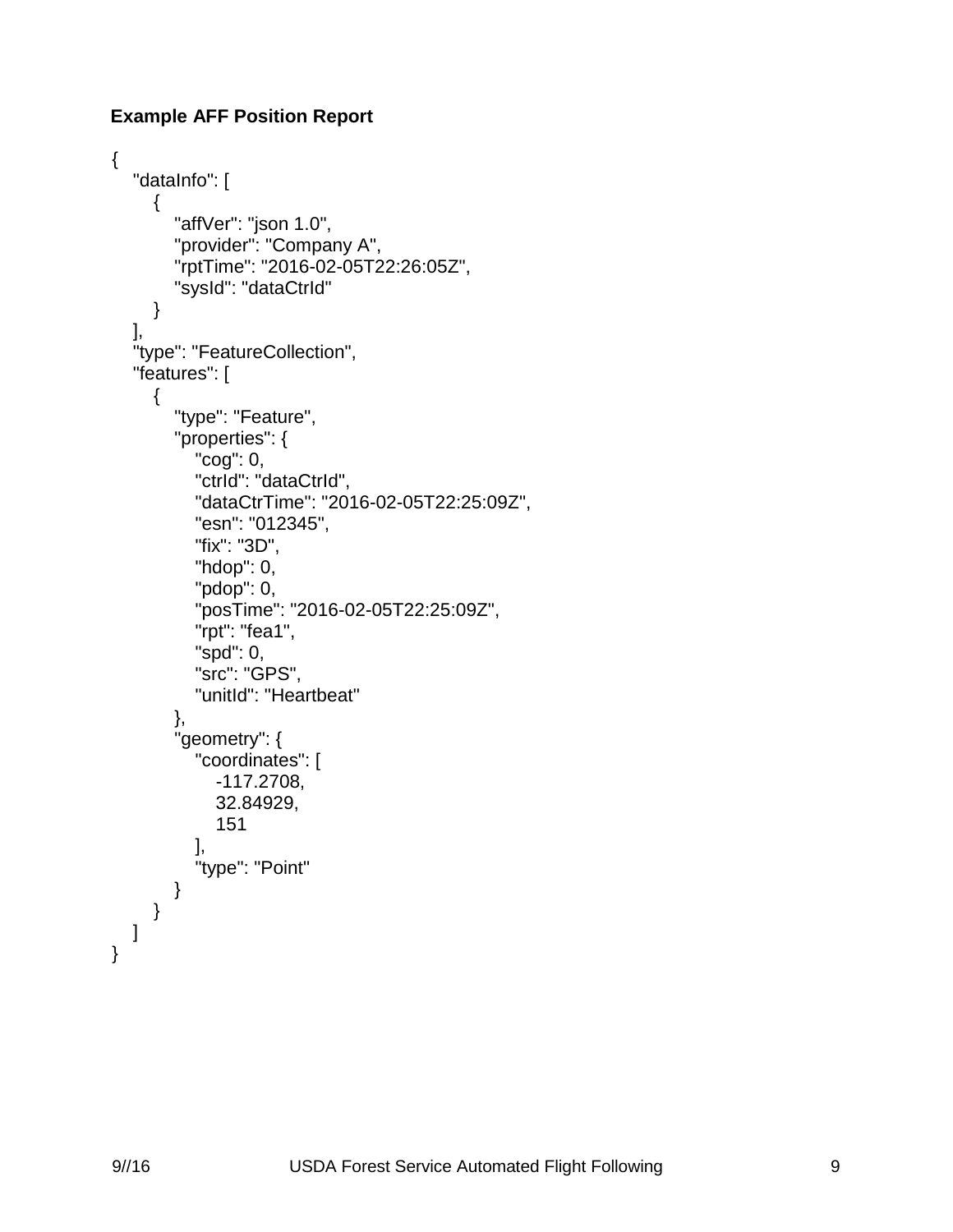**Example AFF Position Report**

```
{
    "dataInfo": [
        {
            "affVer": "json 1.0",
            "provider": "Company A",
            "rptTime": "2016-02-05T22:26:05Z",
            "sysId": "dataCtrId"
        }
    ],
    "type": "FeatureCollection",
    "features": [
        {
            "type": "Feature",
            "properties": {
                "cog": 0,
                "ctrId": "dataCtrId",
                "dataCtrTime": "2016-02-05T22:25:09Z",
                "esn": "012345",
                "fix": "3D",
                "hdop": 0,
                "pdop": 0,
                "posTime": "2016-02-05T22:25:09Z",
                "rpt": "fea1",
                "spd": 0,
                "src": "GPS",
                "unitId": "Heartbeat"
            },
            "geometry": {
                "coordinates": [
                    -117.2708,
                    32.84929,
                    151
                ],
                "type": "Point"
            }
        }
    ]
}
```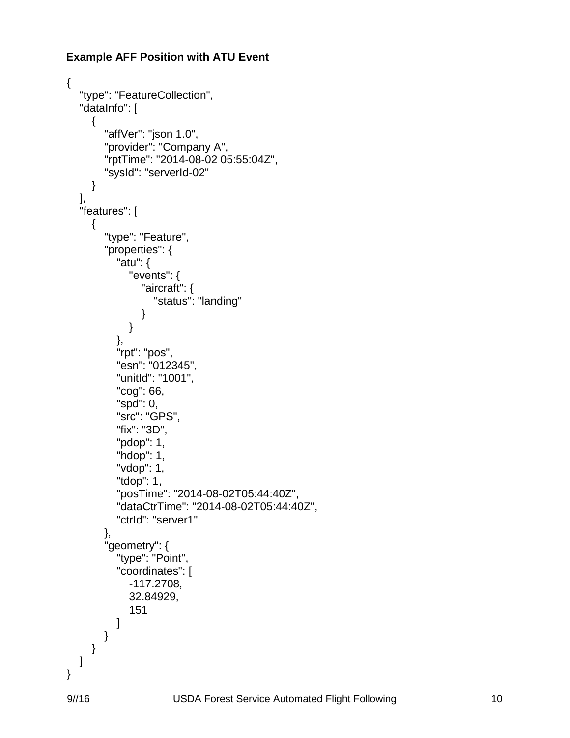**Example AFF Position with ATU Event**

```
{
    "type": "FeatureCollection",
    "dataInfo": [
        {
            "affVer": "json 1.0",
            "provider": "Company A",
            "rptTime": "2014-08-02 05:55:04Z",
            "sysId": "serverId-02"
        }
    ],
    "features": [
        {
            "type": "Feature",
            "properties": {
                "atu": {
                    "events": {
                        "aircraft": {
                            "status": "landing"
                        }
                    }
                },
                "rpt": "pos",
                "esn": "012345",
                "unitId": "1001",
                "cog": 66,
                "spd": 0,
                "src": "GPS",
                "fix": "3D",
                "pdop": 1,
                "hdop": 1,
                "vdop": 1,
                "tdop": 1,
                "posTime": "2014-08-02T05:44:40Z",
                "dataCtrTime": "2014-08-02T05:44:40Z",
                "ctrId": "server1"
            },
            "geometry": {
                "type": "Point",
                "coordinates": [
                    -117.2708,
                    32.84929,
                    151
                ]
            }
        }
    ]
}
```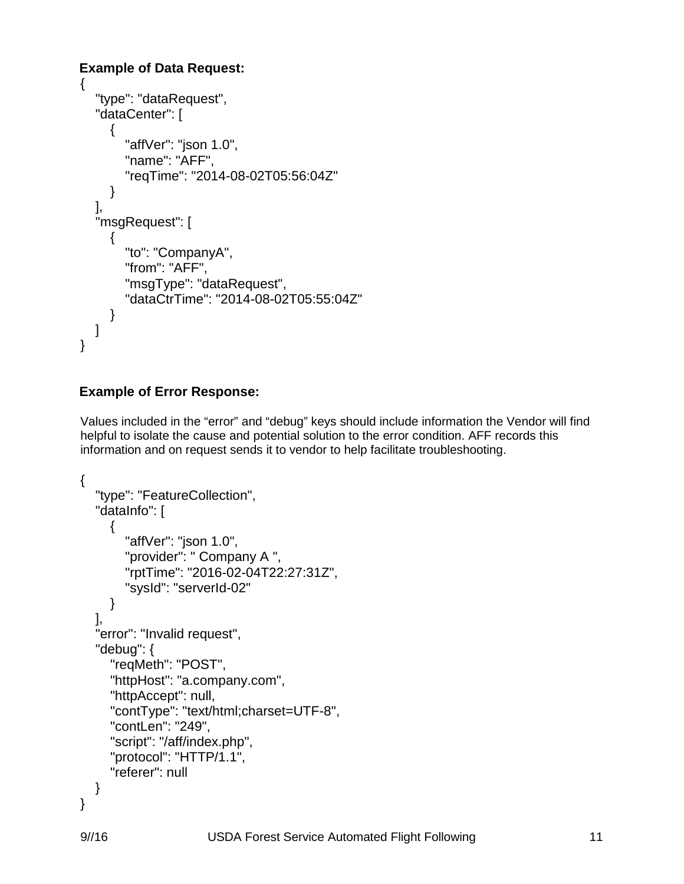**Example of Data Request:**

```
{
   "type": "dataRequest",
   "dataCenter": [
      {
         "affVer": "json 1.0",
         "name": "AFF",
         "reqTime": "2014-08-02T05:56:04Z"
      }
   ],
   "msgRequest": [
      {
         "to": "CompanyA",
         "from": "AFF",
         "msgType": "dataRequest",
         "dataCtrTime": "2014-08-02T05:55:04Z"
      }
   ]
}
```

**Example of Error Response:**

Values included in the “error” and “debug” keys should include information the Vendor will find helpful to isolate the cause and potential solution to the error condition. AFF records this information and on request sends it to vendor to help facilitate troubleshooting.

```
{
   "type": "FeatureCollection",
   "dataInfo": [
      {
         "affVer": "json 1.0",
         "provider": " Company A ",
         "rptTime": "2016-02-04T22:27:31Z",
         "sysId": "serverId-02"
      }
   ],
   "error": "Invalid request",
   "debug": {
      "reqMeth": "POST",
      "httpHost": "a.company.com",
      "httpAccept": null,
      "contType": "text/html;charset=UTF-8",
      "contLen": "249",
      "script": "/aff/index.php",
      "protocol": "HTTP/1.1",
      "referer": null
   }
}
```